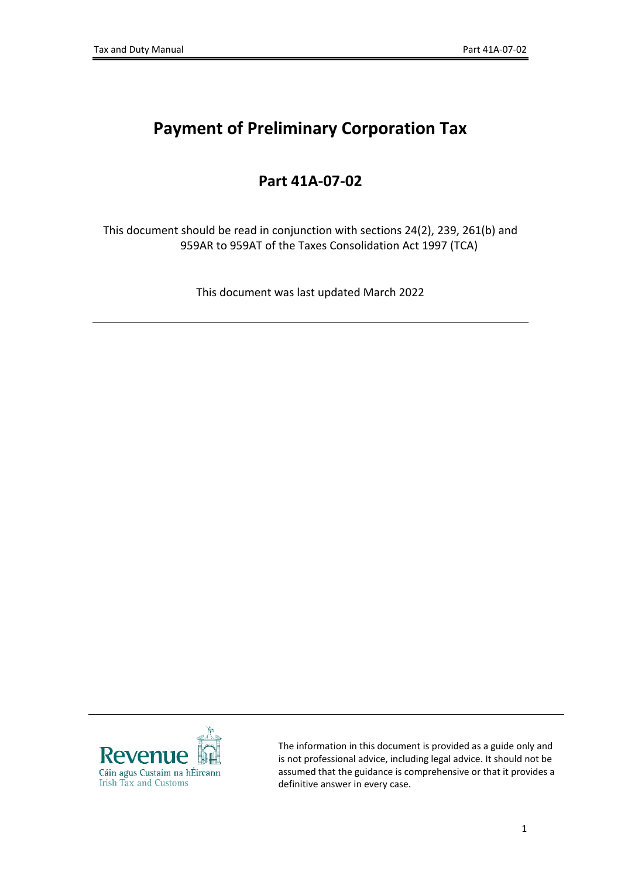# Payment of Preliminary Corporation Tax

## Part 41A-07-02

This document should be read in conjunction with sections 24(2), 239, 261(b) and 959AR to 959AT of the Taxes Consolidation Act 1997 (TCA)

This document was last updated March 2022

---

Revenue
Cáin agus Custaim na hÉireann
Irish Tax and Customs

The information in this document is provided as a guide only and is not professional advice, including legal advice. It should not be assumed that the guidance is comprehensive or that it provides a definitive answer in every case.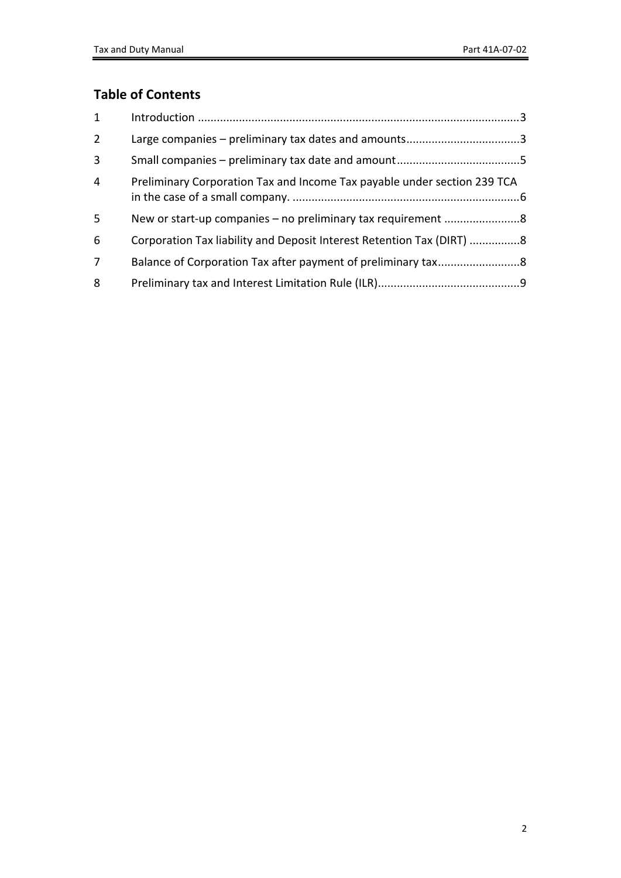## Table of Contents

| | | |
|---|---|---|
| 1 | Introduction | 3 |
| 2 | Large companies – preliminary tax dates and amounts | 3 |
| 3 | Small companies – preliminary tax date and amount | 5 |
| 4 | Preliminary Corporation Tax and Income Tax payable under section 239 TCA in the case of a small company. | 6 |
| 5 | New or start-up companies – no preliminary tax requirement | 8 |
| 6 | Corporation Tax liability and Deposit Interest Retention Tax (DIRT) | 8 |
| 7 | Balance of Corporation Tax after payment of preliminary tax | 8 |
| 8 | Preliminary tax and Interest Limitation Rule (ILR) | 9 |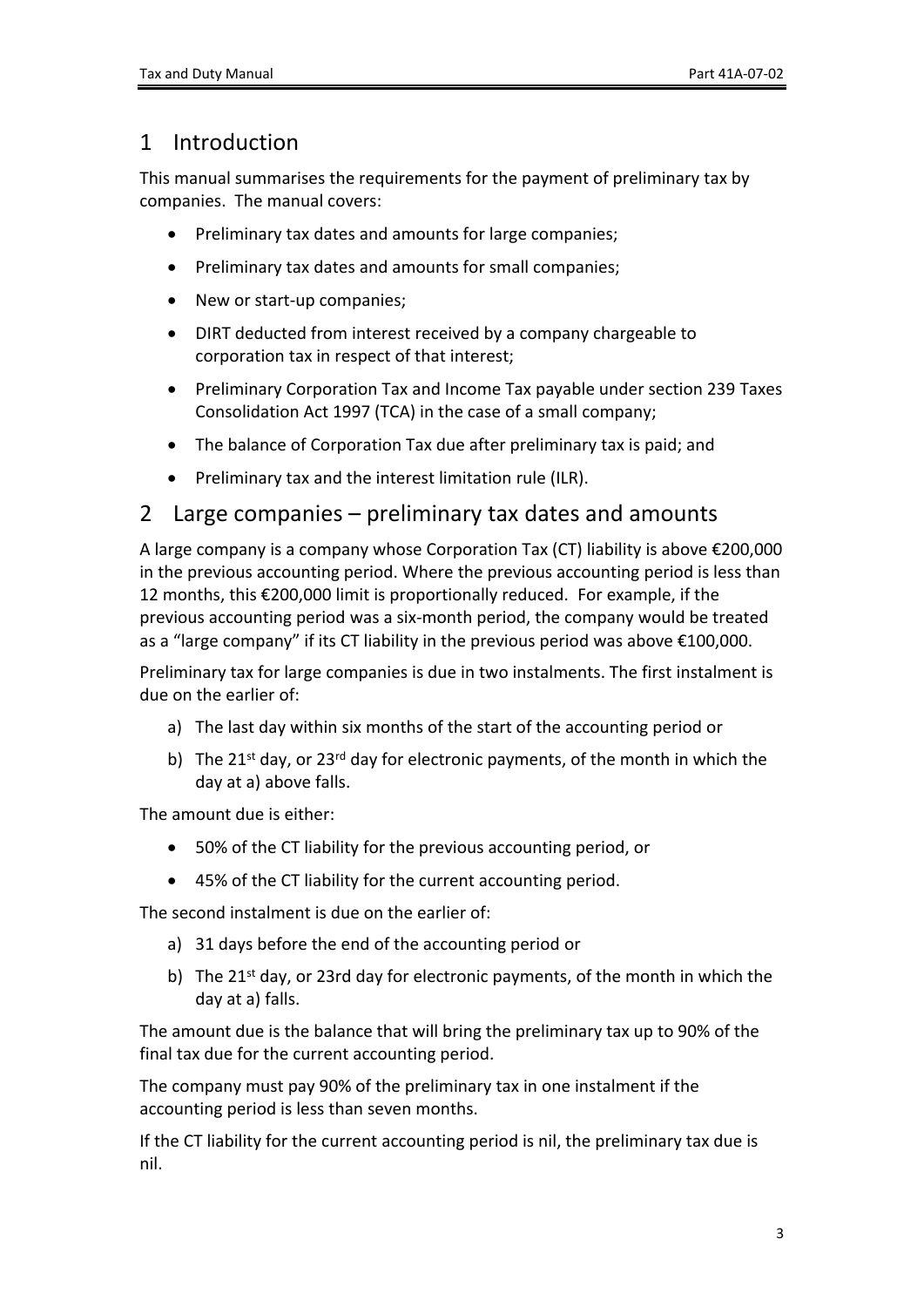# 1 Introduction

This manual summarises the requirements for the payment of preliminary tax by companies. The manual covers:

- Preliminary tax dates and amounts for large companies;
- Preliminary tax dates and amounts for small companies;
- New or start-up companies;
- DIRT deducted from interest received by a company chargeable to corporation tax in respect of that interest;
- Preliminary Corporation Tax and Income Tax payable under section 239 Taxes Consolidation Act 1997 (TCA) in the case of a small company;
- The balance of Corporation Tax due after preliminary tax is paid; and
- Preliminary tax and the interest limitation rule (ILR).

# 2 Large companies – preliminary tax dates and amounts

A large company is a company whose Corporation Tax (CT) liability is above €200,000 in the previous accounting period. Where the previous accounting period is less than 12 months, this €200,000 limit is proportionally reduced. For example, if the previous accounting period was a six-month period, the company would be treated as a "large company" if its CT liability in the previous period was above €100,000.

Preliminary tax for large companies is due in two instalments. The first instalment is due on the earlier of:

a) The last day within six months of the start of the accounting period or

b) The 21st day, or 23rd day for electronic payments, of the month in which the day at a) above falls.

The amount due is either:

- 50% of the CT liability for the previous accounting period, or
- 45% of the CT liability for the current accounting period.

The second instalment is due on the earlier of:

a) 31 days before the end of the accounting period or

b) The 21st day, or 23rd day for electronic payments, of the month in which the day at a) falls.

The amount due is the balance that will bring the preliminary tax up to 90% of the final tax due for the current accounting period.

The company must pay 90% of the preliminary tax in one instalment if the accounting period is less than seven months.

If the CT liability for the current accounting period is nil, the preliminary tax due is nil.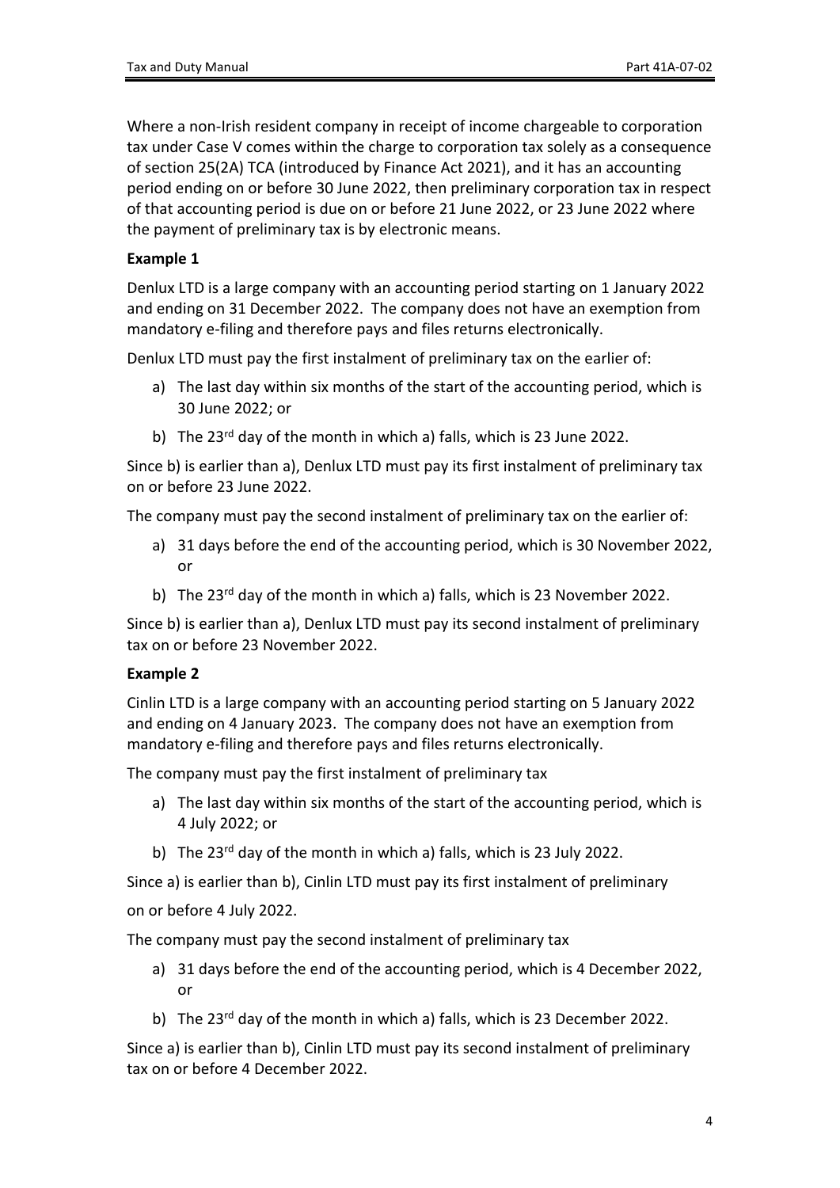Where a non-Irish resident company in receipt of income chargeable to corporation tax under Case V comes within the charge to corporation tax solely as a consequence of section 25(2A) TCA (introduced by Finance Act 2021), and it has an accounting period ending on or before 30 June 2022, then preliminary corporation tax in respect of that accounting period is due on or before 21 June 2022, or 23 June 2022 where the payment of preliminary tax is by electronic means.

**Example 1**

Denlux LTD is a large company with an accounting period starting on 1 January 2022 and ending on 31 December 2022. The company does not have an exemption from mandatory e-filing and therefore pays and files returns electronically.

Denlux LTD must pay the first instalment of preliminary tax on the earlier of:

a) The last day within six months of the start of the accounting period, which is 30 June 2022; or
b) The 23rd day of the month in which a) falls, which is 23 June 2022.

Since b) is earlier than a), Denlux LTD must pay its first instalment of preliminary tax on or before 23 June 2022.

The company must pay the second instalment of preliminary tax on the earlier of:

a) 31 days before the end of the accounting period, which is 30 November 2022, or
b) The 23rd day of the month in which a) falls, which is 23 November 2022.

Since b) is earlier than a), Denlux LTD must pay its second instalment of preliminary tax on or before 23 November 2022.

**Example 2**

Cinlin LTD is a large company with an accounting period starting on 5 January 2022 and ending on 4 January 2023. The company does not have an exemption from mandatory e-filing and therefore pays and files returns electronically.

The company must pay the first instalment of preliminary tax

a) The last day within six months of the start of the accounting period, which is 4 July 2022; or
b) The 23rd day of the month in which a) falls, which is 23 July 2022.

Since a) is earlier than b), Cinlin LTD must pay its first instalment of preliminary on or before 4 July 2022.

The company must pay the second instalment of preliminary tax

a) 31 days before the end of the accounting period, which is 4 December 2022, or
b) The 23rd day of the month in which a) falls, which is 23 December 2022.

Since a) is earlier than b), Cinlin LTD must pay its second instalment of preliminary tax on or before 4 December 2022.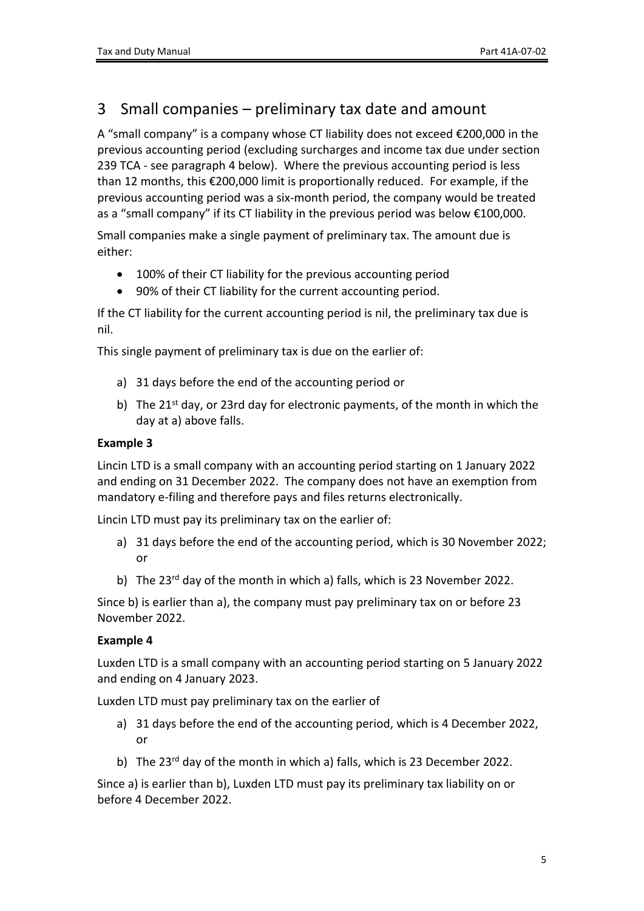## 3 Small companies – preliminary tax date and amount

A "small company" is a company whose CT liability does not exceed €200,000 in the previous accounting period (excluding surcharges and income tax due under section 239 TCA - see paragraph 4 below). Where the previous accounting period is less than 12 months, this €200,000 limit is proportionally reduced. For example, if the previous accounting period was a six-month period, the company would be treated as a "small company" if its CT liability in the previous period was below €100,000.

Small companies make a single payment of preliminary tax. The amount due is either:

- 100% of their CT liability for the previous accounting period
- 90% of their CT liability for the current accounting period.

If the CT liability for the current accounting period is nil, the preliminary tax due is nil.

This single payment of preliminary tax is due on the earlier of:

a) 31 days before the end of the accounting period or
b) The 21st day, or 23rd day for electronic payments, of the month in which the day at a) above falls.

**Example 3**

Lincin LTD is a small company with an accounting period starting on 1 January 2022 and ending on 31 December 2022. The company does not have an exemption from mandatory e-filing and therefore pays and files returns electronically.

Lincin LTD must pay its preliminary tax on the earlier of:

a) 31 days before the end of the accounting period, which is 30 November 2022; or
b) The 23rd day of the month in which a) falls, which is 23 November 2022.

Since b) is earlier than a), the company must pay preliminary tax on or before 23 November 2022.

**Example 4**

Luxden LTD is a small company with an accounting period starting on 5 January 2022 and ending on 4 January 2023.

Luxden LTD must pay preliminary tax on the earlier of

a) 31 days before the end of the accounting period, which is 4 December 2022, or
b) The 23rd day of the month in which a) falls, which is 23 December 2022.

Since a) is earlier than b), Luxden LTD must pay its preliminary tax liability on or before 4 December 2022.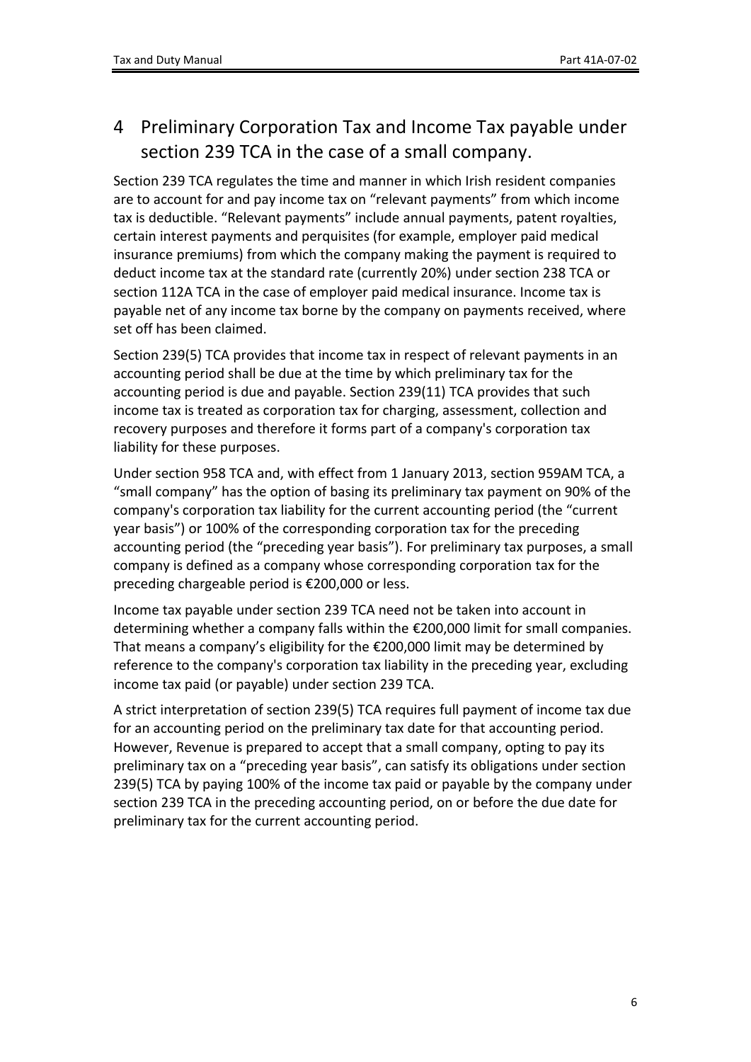# 4 Preliminary Corporation Tax and Income Tax payable under section 239 TCA in the case of a small company.

Section 239 TCA regulates the time and manner in which Irish resident companies are to account for and pay income tax on “relevant payments” from which income tax is deductible. “Relevant payments” include annual payments, patent royalties, certain interest payments and perquisites (for example, employer paid medical insurance premiums) from which the company making the payment is required to deduct income tax at the standard rate (currently 20%) under section 238 TCA or section 112A TCA in the case of employer paid medical insurance. Income tax is payable net of any income tax borne by the company on payments received, where set off has been claimed.

Section 239(5) TCA provides that income tax in respect of relevant payments in an accounting period shall be due at the time by which preliminary tax for the accounting period is due and payable. Section 239(11) TCA provides that such income tax is treated as corporation tax for charging, assessment, collection and recovery purposes and therefore it forms part of a company's corporation tax liability for these purposes.

Under section 958 TCA and, with effect from 1 January 2013, section 959AM TCA, a “small company” has the option of basing its preliminary tax payment on 90% of the company's corporation tax liability for the current accounting period (the “current year basis”) or 100% of the corresponding corporation tax for the preceding accounting period (the “preceding year basis”). For preliminary tax purposes, a small company is defined as a company whose corresponding corporation tax for the preceding chargeable period is €200,000 or less.

Income tax payable under section 239 TCA need not be taken into account in determining whether a company falls within the €200,000 limit for small companies. That means a company’s eligibility for the €200,000 limit may be determined by reference to the company's corporation tax liability in the preceding year, excluding income tax paid (or payable) under section 239 TCA.

A strict interpretation of section 239(5) TCA requires full payment of income tax due for an accounting period on the preliminary tax date for that accounting period. However, Revenue is prepared to accept that a small company, opting to pay its preliminary tax on a “preceding year basis”, can satisfy its obligations under section 239(5) TCA by paying 100% of the income tax paid or payable by the company under section 239 TCA in the preceding accounting period, on or before the due date for preliminary tax for the current accounting period.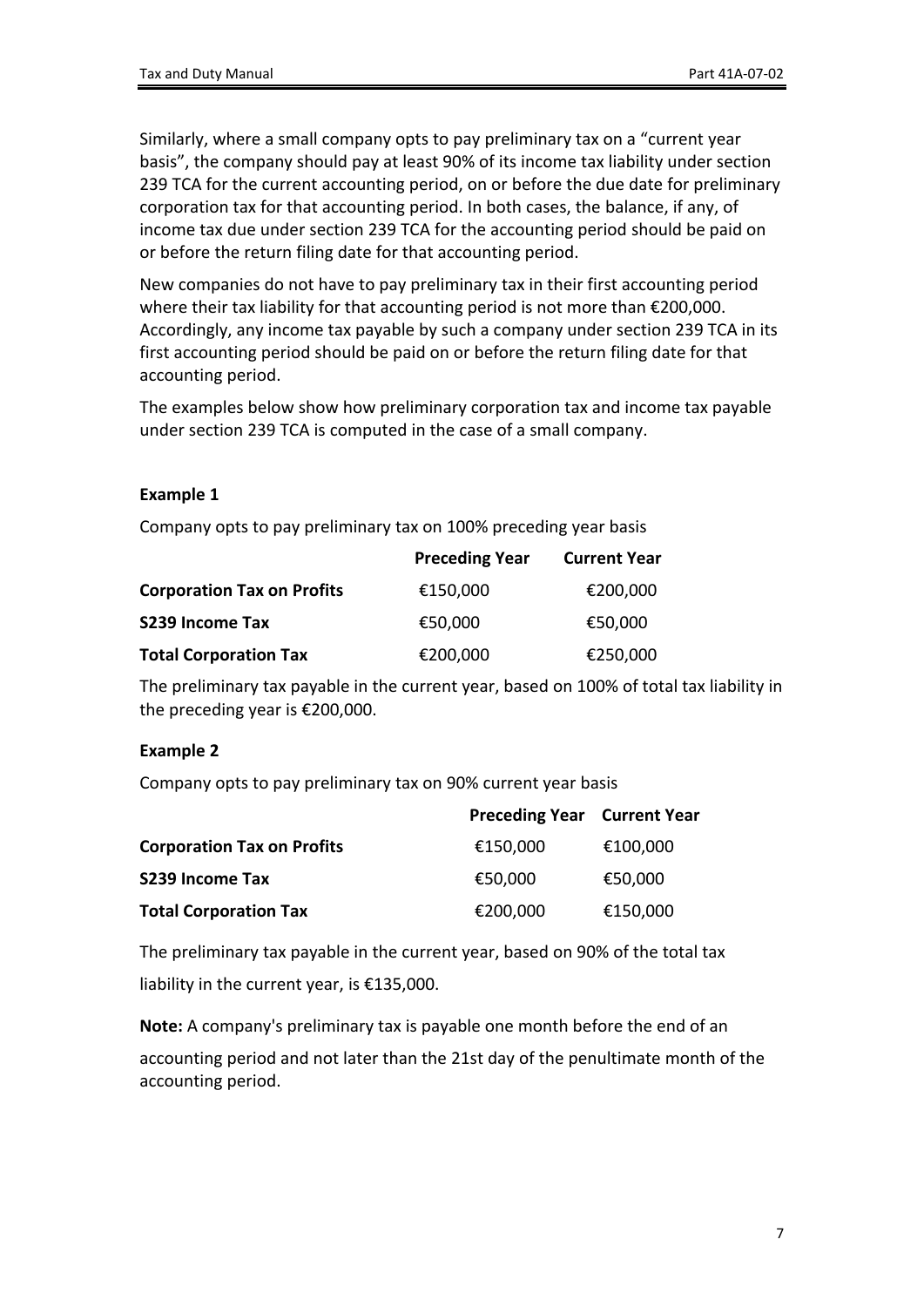Similarly, where a small company opts to pay preliminary tax on a "current year basis", the company should pay at least 90% of its income tax liability under section 239 TCA for the current accounting period, on or before the due date for preliminary corporation tax for that accounting period. In both cases, the balance, if any, of income tax due under section 239 TCA for the accounting period should be paid on or before the return filing date for that accounting period.

New companies do not have to pay preliminary tax in their first accounting period where their tax liability for that accounting period is not more than €200,000. Accordingly, any income tax payable by such a company under section 239 TCA in its first accounting period should be paid on or before the return filing date for that accounting period.

The examples below show how preliminary corporation tax and income tax payable under section 239 TCA is computed in the case of a small company.

**Example 1**

Company opts to pay preliminary tax on 100% preceding year basis

| | **Preceding Year** | **Current Year** |
|---|---|---|
| **Corporation Tax on Profits** | €150,000 | €200,000 |
| **S239 Income Tax** | €50,000 | €50,000 |
| **Total Corporation Tax** | €200,000 | €250,000 |

The preliminary tax payable in the current year, based on 100% of total tax liability in the preceding year is €200,000.

**Example 2**

Company opts to pay preliminary tax on 90% current year basis

| | **Preceding Year** | **Current Year** |
|---|---|---|
| **Corporation Tax on Profits** | €150,000 | €100,000 |
| **S239 Income Tax** | €50,000 | €50,000 |
| **Total Corporation Tax** | €200,000 | €150,000 |

The preliminary tax payable in the current year, based on 90% of the total tax liability in the current year, is €135,000.

**Note:** A company's preliminary tax is payable one month before the end of an accounting period and not later than the 21st day of the penultimate month of the accounting period.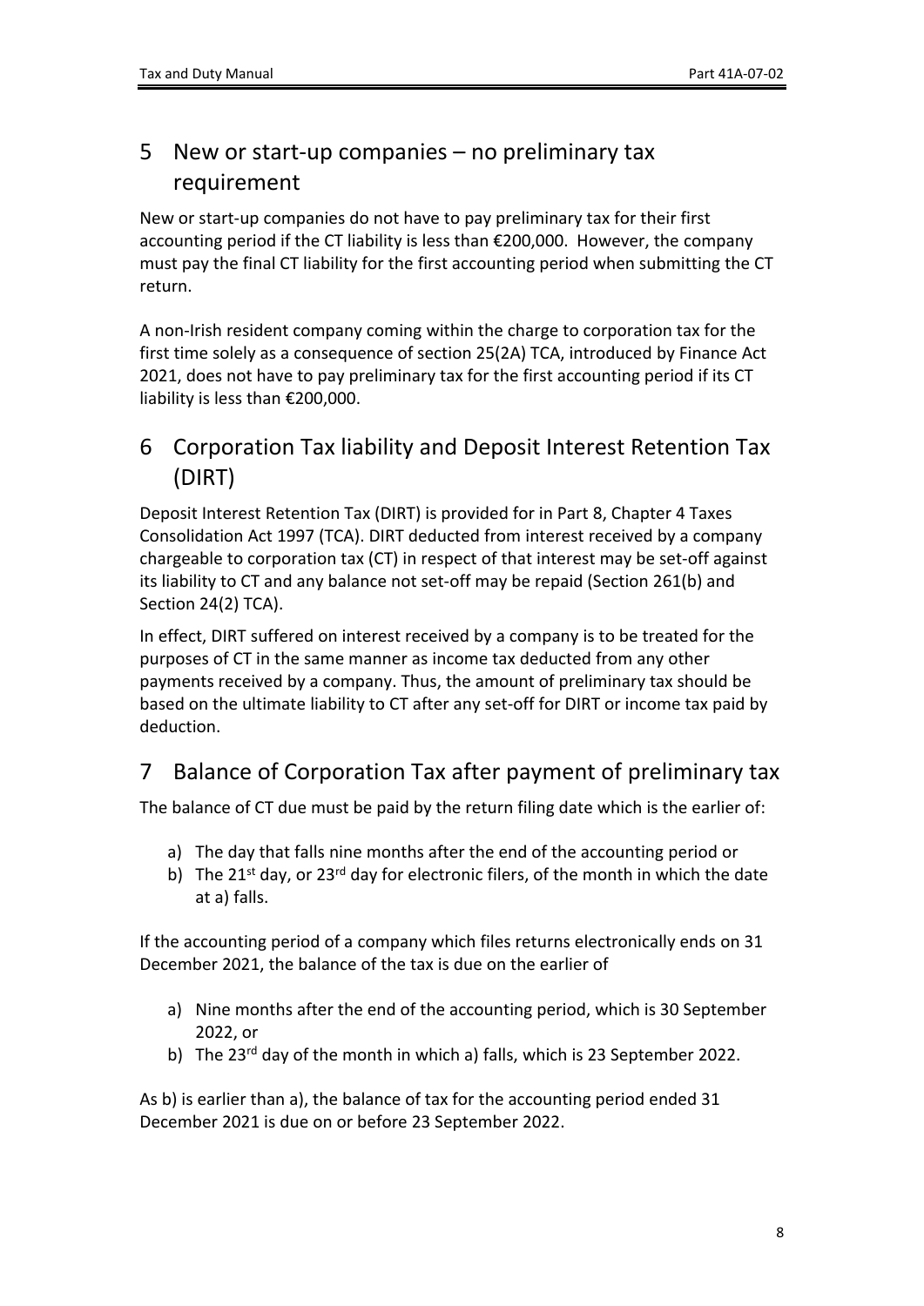## 5 New or start-up companies – no preliminary tax requirement

New or start-up companies do not have to pay preliminary tax for their first accounting period if the CT liability is less than €200,000. However, the company must pay the final CT liability for the first accounting period when submitting the CT return.

A non-Irish resident company coming within the charge to corporation tax for the first time solely as a consequence of section 25(2A) TCA, introduced by Finance Act 2021, does not have to pay preliminary tax for the first accounting period if its CT liability is less than €200,000.

## 6 Corporation Tax liability and Deposit Interest Retention Tax (DIRT)

Deposit Interest Retention Tax (DIRT) is provided for in Part 8, Chapter 4 Taxes Consolidation Act 1997 (TCA). DIRT deducted from interest received by a company chargeable to corporation tax (CT) in respect of that interest may be set-off against its liability to CT and any balance not set-off may be repaid (Section 261(b) and Section 24(2) TCA).

In effect, DIRT suffered on interest received by a company is to be treated for the purposes of CT in the same manner as income tax deducted from any other payments received by a company. Thus, the amount of preliminary tax should be based on the ultimate liability to CT after any set-off for DIRT or income tax paid by deduction.

## 7 Balance of Corporation Tax after payment of preliminary tax

The balance of CT due must be paid by the return filing date which is the earlier of:

a) The day that falls nine months after the end of the accounting period or
b) The 21st day, or 23rd day for electronic filers, of the month in which the date at a) falls.

If the accounting period of a company which files returns electronically ends on 31 December 2021, the balance of the tax is due on the earlier of

a) Nine months after the end of the accounting period, which is 30 September 2022, or
b) The 23rd day of the month in which a) falls, which is 23 September 2022.

As b) is earlier than a), the balance of tax for the accounting period ended 31 December 2021 is due on or before 23 September 2022.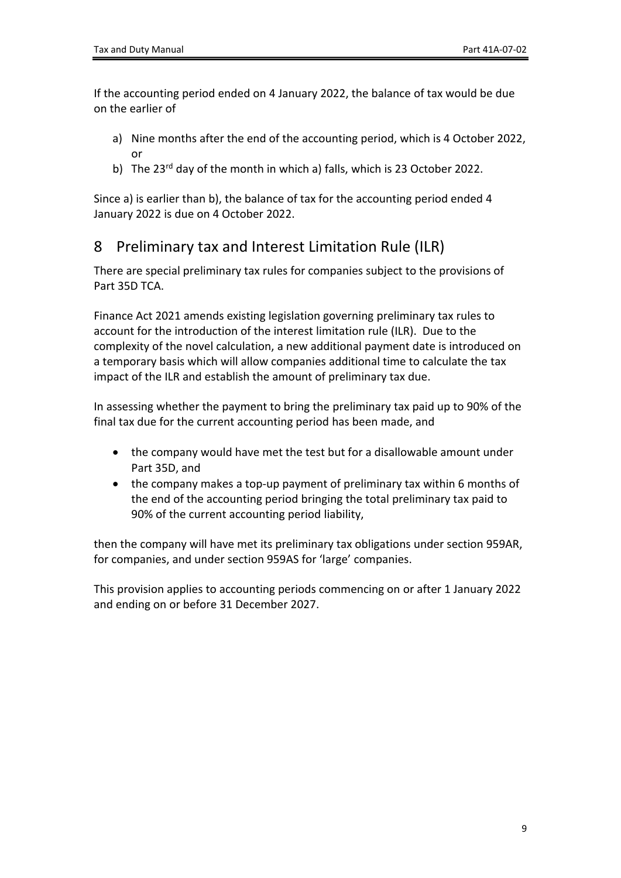If the accounting period ended on 4 January 2022, the balance of tax would be due on the earlier of

a) Nine months after the end of the accounting period, which is 4 October 2022, or
b) The 23rd day of the month in which a) falls, which is 23 October 2022.

Since a) is earlier than b), the balance of tax for the accounting period ended 4 January 2022 is due on 4 October 2022.

# 8 Preliminary tax and Interest Limitation Rule (ILR)

There are special preliminary tax rules for companies subject to the provisions of Part 35D TCA.

Finance Act 2021 amends existing legislation governing preliminary tax rules to account for the introduction of the interest limitation rule (ILR). Due to the complexity of the novel calculation, a new additional payment date is introduced on a temporary basis which will allow companies additional time to calculate the tax impact of the ILR and establish the amount of preliminary tax due.

In assessing whether the payment to bring the preliminary tax paid up to 90% of the final tax due for the current accounting period has been made, and

- the company would have met the test but for a disallowable amount under Part 35D, and
- the company makes a top-up payment of preliminary tax within 6 months of the end of the accounting period bringing the total preliminary tax paid to 90% of the current accounting period liability,

then the company will have met its preliminary tax obligations under section 959AR, for companies, and under section 959AS for 'large' companies.

This provision applies to accounting periods commencing on or after 1 January 2022 and ending on or before 31 December 2027.